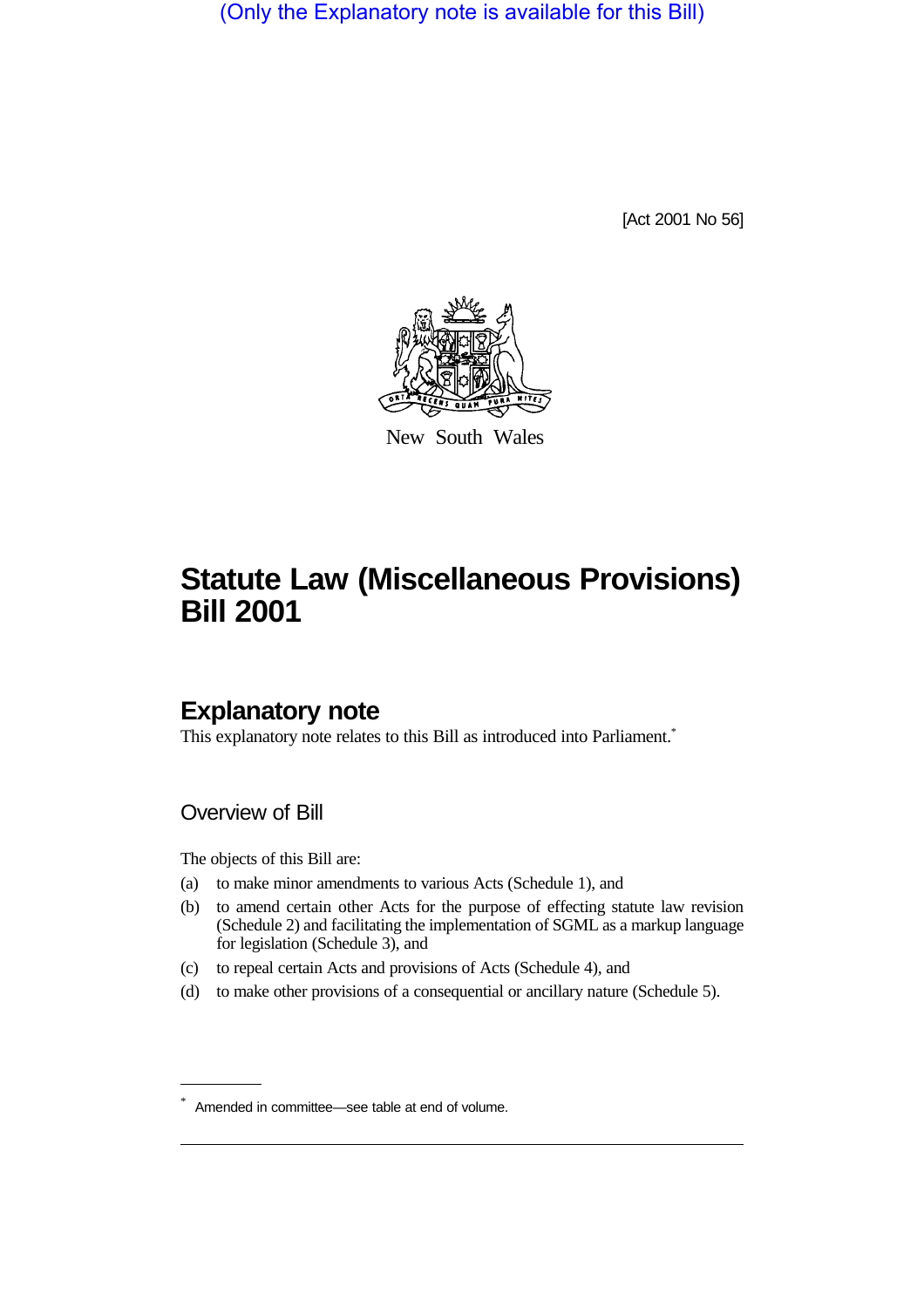(Only the Explanatory note is available for this Bill)

[Act 2001 No 56]

New South Wales

# Statute Law (Miscellaneous Provisions) Bill 2001

## Explanatory note

This explanatory note relates to this Bill as introduced into Parliament.*

### Overview of Bill

The objects of this Bill are:

(a) to make minor amendments to various Acts (Schedule 1), and

(b) to amend certain other Acts for the purpose of effecting statute law revision (Schedule 2) and facilitating the implementation of SGML as a markup language for legislation (Schedule 3), and

(c) to repeal certain Acts and provisions of Acts (Schedule 4), and

(d) to make other provisions of a consequential or ancillary nature (Schedule 5).

---

* Amended in committee—see table at end of volume.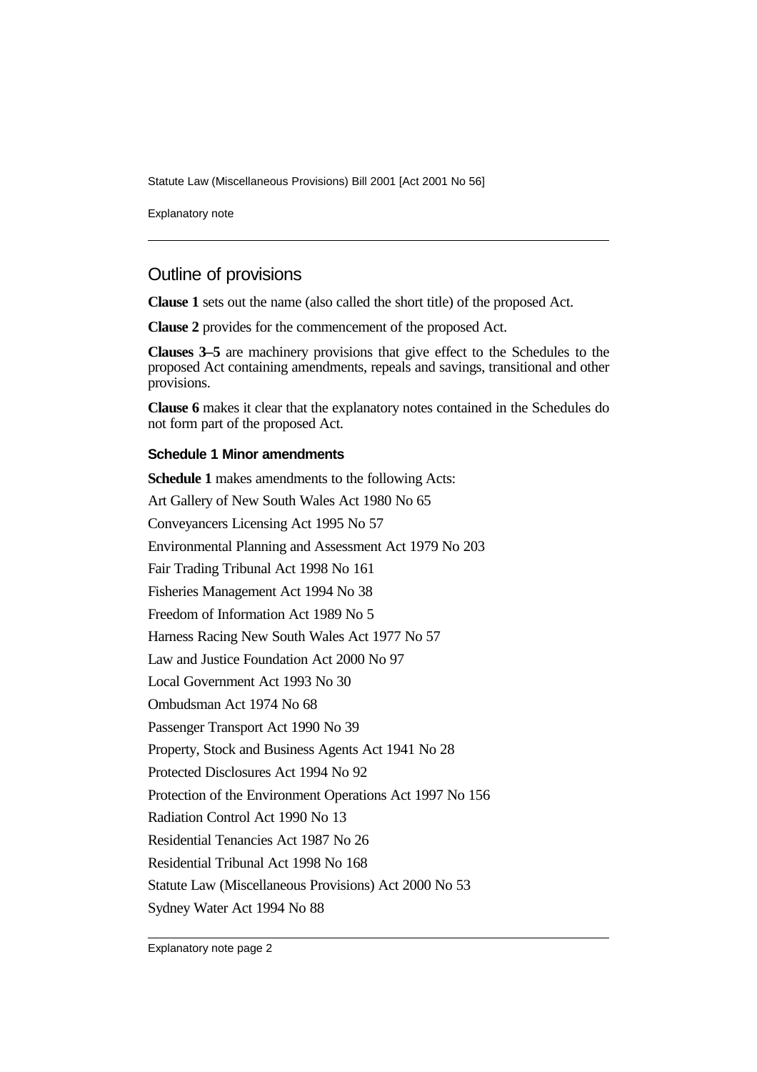## Outline of provisions

**Clause 1** sets out the name (also called the short title) of the proposed Act.

**Clause 2** provides for the commencement of the proposed Act.

**Clauses 3–5** are machinery provisions that give effect to the Schedules to the proposed Act containing amendments, repeals and savings, transitional and other provisions.

**Clause 6** makes it clear that the explanatory notes contained in the Schedules do not form part of the proposed Act.

### Schedule 1 Minor amendments

**Schedule 1** makes amendments to the following Acts:

Art Gallery of New South Wales Act 1980 No 65

Conveyancers Licensing Act 1995 No 57

Environmental Planning and Assessment Act 1979 No 203

Fair Trading Tribunal Act 1998 No 161

Fisheries Management Act 1994 No 38

Freedom of Information Act 1989 No 5

Harness Racing New South Wales Act 1977 No 57

Law and Justice Foundation Act 2000 No 97

Local Government Act 1993 No 30

Ombudsman Act 1974 No 68

Passenger Transport Act 1990 No 39

Property, Stock and Business Agents Act 1941 No 28

Protected Disclosures Act 1994 No 92

Protection of the Environment Operations Act 1997 No 156

Radiation Control Act 1990 No 13

Residential Tenancies Act 1987 No 26

Residential Tribunal Act 1998 No 168

Statute Law (Miscellaneous Provisions) Act 2000 No 53

Sydney Water Act 1994 No 88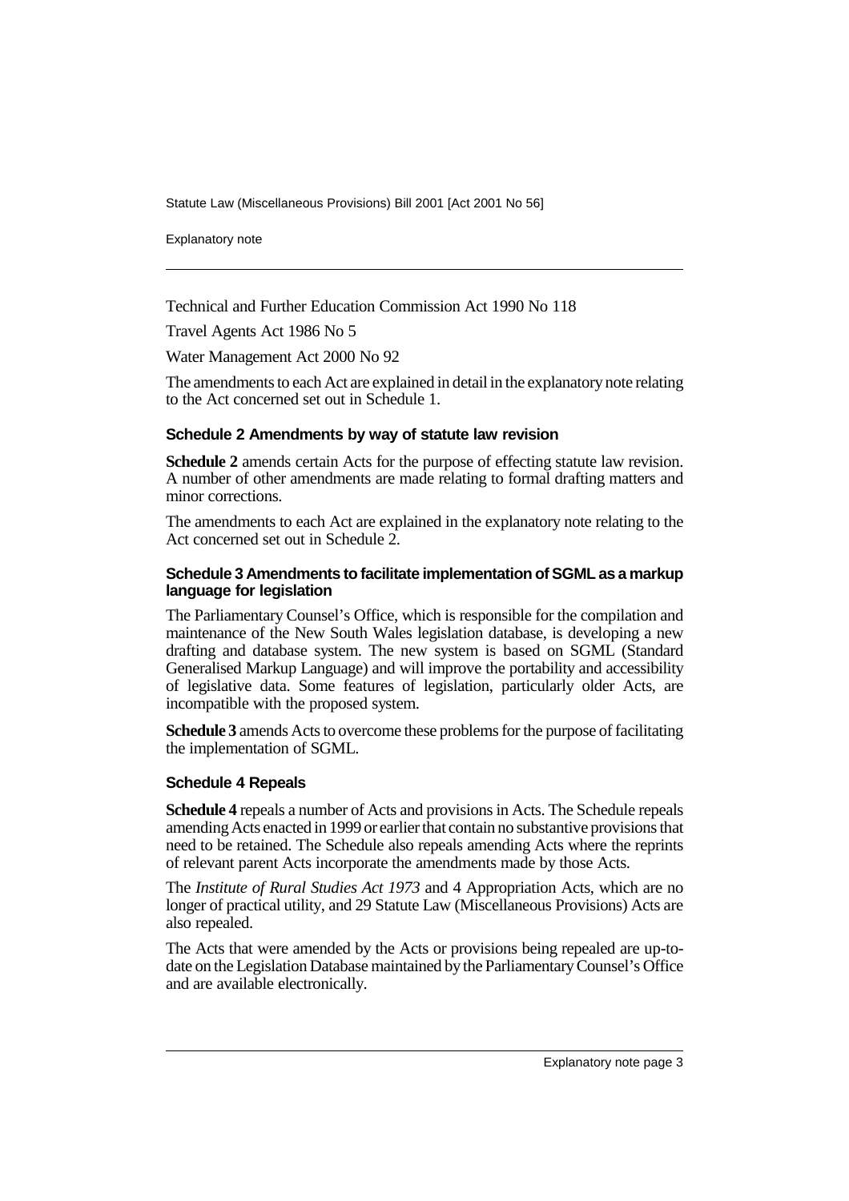Technical and Further Education Commission Act 1990 No 118

Travel Agents Act 1986 No 5

Water Management Act 2000 No 92

The amendments to each Act are explained in detail in the explanatory note relating to the Act concerned set out in Schedule 1.

### Schedule 2 Amendments by way of statute law revision

**Schedule 2** amends certain Acts for the purpose of effecting statute law revision. A number of other amendments are made relating to formal drafting matters and minor corrections.

The amendments to each Act are explained in the explanatory note relating to the Act concerned set out in Schedule 2.

### Schedule 3 Amendments to facilitate implementation of SGML as a markup language for legislation

The Parliamentary Counsel's Office, which is responsible for the compilation and maintenance of the New South Wales legislation database, is developing a new drafting and database system. The new system is based on SGML (Standard Generalised Markup Language) and will improve the portability and accessibility of legislative data. Some features of legislation, particularly older Acts, are incompatible with the proposed system.

**Schedule 3** amends Acts to overcome these problems for the purpose of facilitating the implementation of SGML.

### Schedule 4 Repeals

**Schedule 4** repeals a number of Acts and provisions in Acts. The Schedule repeals amending Acts enacted in 1999 or earlier that contain no substantive provisions that need to be retained. The Schedule also repeals amending Acts where the reprints of relevant parent Acts incorporate the amendments made by those Acts.

The *Institute of Rural Studies Act 1973* and 4 Appropriation Acts, which are no longer of practical utility, and 29 Statute Law (Miscellaneous Provisions) Acts are also repealed.

The Acts that were amended by the Acts or provisions being repealed are up-to-date on the Legislation Database maintained by the Parliamentary Counsel's Office and are available electronically.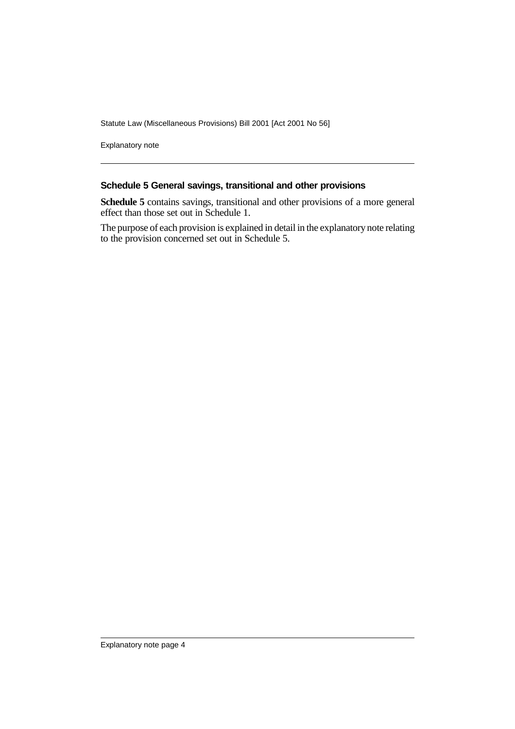### Schedule 5 General savings, transitional and other provisions

**Schedule 5** contains savings, transitional and other provisions of a more general effect than those set out in Schedule 1.

The purpose of each provision is explained in detail in the explanatory note relating to the provision concerned set out in Schedule 5.